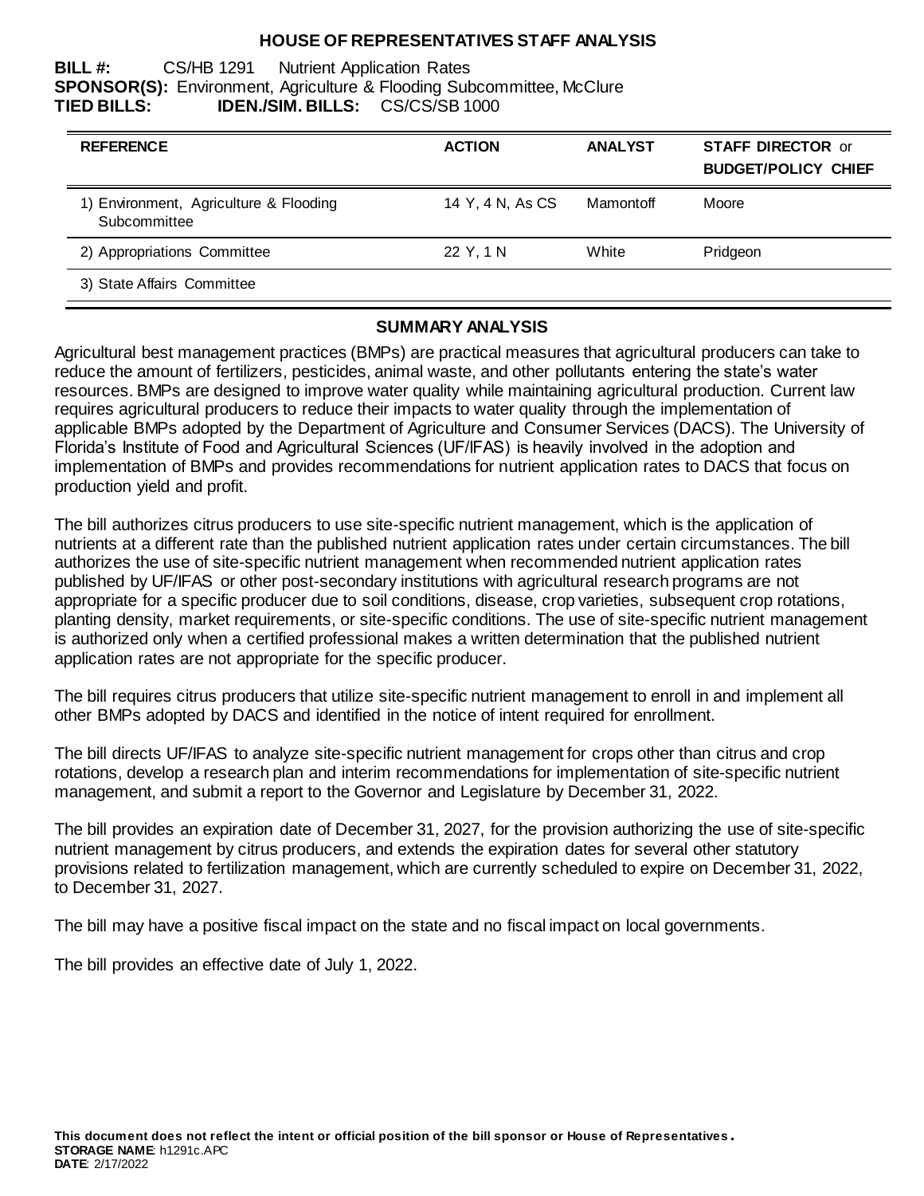# HOUSE OF REPRESENTATIVES STAFF ANALYSIS

**BILL #:** CS/HB 1291 Nutrient Application Rates
**SPONSOR(S):** Environment, Agriculture & Flooding Subcommittee, McClure
**TIED BILLS:** **IDEN./SIM. BILLS:** CS/CS/SB 1000

| REFERENCE | ACTION | ANALYST | STAFF DIRECTOR or BUDGET/POLICY CHIEF |
|---|---|---|---|
| 1) Environment, Agriculture & Flooding Subcommittee | 14 Y, 4 N, As CS | Mamontoff | Moore |
| 2) Appropriations Committee | 22 Y, 1 N | White | Pridgeon |
| 3) State Affairs Committee | | | |

## SUMMARY ANALYSIS

Agricultural best management practices (BMPs) are practical measures that agricultural producers can take to reduce the amount of fertilizers, pesticides, animal waste, and other pollutants entering the state's water resources. BMPs are designed to improve water quality while maintaining agricultural production. Current law requires agricultural producers to reduce their impacts to water quality through the implementation of applicable BMPs adopted by the Department of Agriculture and Consumer Services (DACS). The University of Florida's Institute of Food and Agricultural Sciences (UF/IFAS) is heavily involved in the adoption and implementation of BMPs and provides recommendations for nutrient application rates to DACS that focus on production yield and profit.

The bill authorizes citrus producers to use site-specific nutrient management, which is the application of nutrients at a different rate than the published nutrient application rates under certain circumstances. The bill authorizes the use of site-specific nutrient management when recommended nutrient application rates published by UF/IFAS or other post-secondary institutions with agricultural research programs are not appropriate for a specific producer due to soil conditions, disease, crop varieties, subsequent crop rotations, planting density, market requirements, or site-specific conditions. The use of site-specific nutrient management is authorized only when a certified professional makes a written determination that the published nutrient application rates are not appropriate for the specific producer.

The bill requires citrus producers that utilize site-specific nutrient management to enroll in and implement all other BMPs adopted by DACS and identified in the notice of intent required for enrollment.

The bill directs UF/IFAS to analyze site-specific nutrient management for crops other than citrus and crop rotations, develop a research plan and interim recommendations for implementation of site-specific nutrient management, and submit a report to the Governor and Legislature by December 31, 2022.

The bill provides an expiration date of December 31, 2027, for the provision authorizing the use of site-specific nutrient management by citrus producers, and extends the expiration dates for several other statutory provisions related to fertilization management, which are currently scheduled to expire on December 31, 2022, to December 31, 2027.

The bill may have a positive fiscal impact on the state and no fiscal impact on local governments.

The bill provides an effective date of July 1, 2022.

**This document does not reflect the intent or official position of the bill sponsor or House of Representatives.**
**STORAGE NAME**: h1291c.APC
**DATE**: 2/17/2022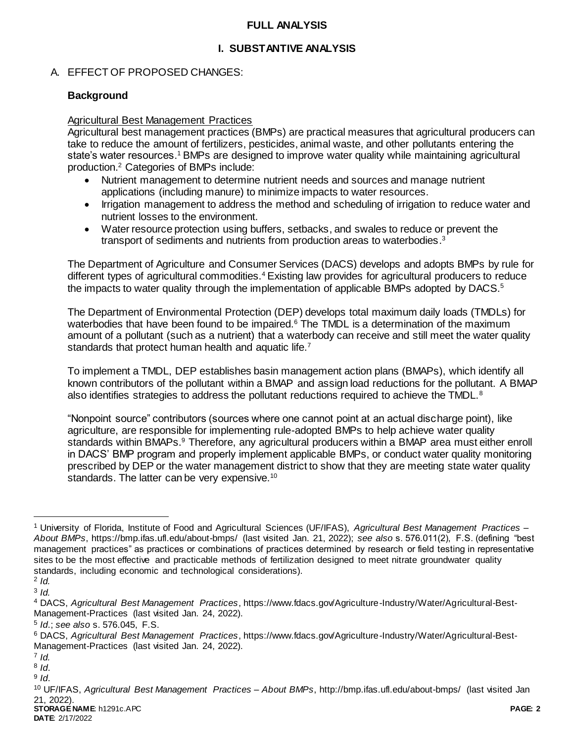# FULL ANALYSIS

## I. SUBSTANTIVE ANALYSIS

### A. EFFECT OF PROPOSED CHANGES:

**Background**

Agricultural Best Management Practices

Agricultural best management practices (BMPs) are practical measures that agricultural producers can take to reduce the amount of fertilizers, pesticides, animal waste, and other pollutants entering the state's water resources.[1] BMPs are designed to improve water quality while maintaining agricultural production.[2] Categories of BMPs include:

- Nutrient management to determine nutrient needs and sources and manage nutrient applications (including manure) to minimize impacts to water resources.
- Irrigation management to address the method and scheduling of irrigation to reduce water and nutrient losses to the environment.
- Water resource protection using buffers, setbacks, and swales to reduce or prevent the transport of sediments and nutrients from production areas to waterbodies.[3]

The Department of Agriculture and Consumer Services (DACS) develops and adopts BMPs by rule for different types of agricultural commodities.[4] Existing law provides for agricultural producers to reduce the impacts to water quality through the implementation of applicable BMPs adopted by DACS.[5]

The Department of Environmental Protection (DEP) develops total maximum daily loads (TMDLs) for waterbodies that have been found to be impaired.[6] The TMDL is a determination of the maximum amount of a pollutant (such as a nutrient) that a waterbody can receive and still meet the water quality standards that protect human health and aquatic life.[7]

To implement a TMDL, DEP establishes basin management action plans (BMAPs), which identify all known contributors of the pollutant within a BMAP and assign load reductions for the pollutant. A BMAP also identifies strategies to address the pollutant reductions required to achieve the TMDL.[8]

"Nonpoint source" contributors (sources where one cannot point at an actual discharge point), like agriculture, are responsible for implementing rule-adopted BMPs to help achieve water quality standards within BMAPs.[9] Therefore, any agricultural producers within a BMAP area must either enroll in DACS' BMP program and properly implement applicable BMPs, or conduct water quality monitoring prescribed by DEP or the water management district to show that they are meeting state water quality standards. The latter can be very expensive.[10]

---

[1] University of Florida, Institute of Food and Agricultural Sciences (UF/IFAS), *Agricultural Best Management Practices – About BMPs*, https://bmp.ifas.ufl.edu/about-bmps/ (last visited Jan. 21, 2022); *see also* s. 576.011(2), F.S. (defining "best management practices" as practices or combinations of practices determined by research or field testing in representative sites to be the most effective and practicable methods of fertilization designed to meet nitrate groundwater quality standards, including economic and technological considerations).

[2] *Id.*

[3] *Id.*

[4] DACS, *Agricultural Best Management Practices*, https://www.fdacs.gov/Agriculture-Industry/Water/Agricultural-Best-Management-Practices (last visited Jan. 24, 2022).

[5] *Id.*; *see also* s. 576.045, F.S.

[6] DACS, *Agricultural Best Management Practices*, https://www.fdacs.gov/Agriculture-Industry/Water/Agricultural-Best-Management-Practices (last visited Jan. 24, 2022).

[7] *Id.*

[8] *Id.*

[9] *Id.*

[10] UF/IFAS, *Agricultural Best Management Practices – About BMPs*, http://bmp.ifas.ufl.edu/about-bmps/ (last visited Jan 21, 2022).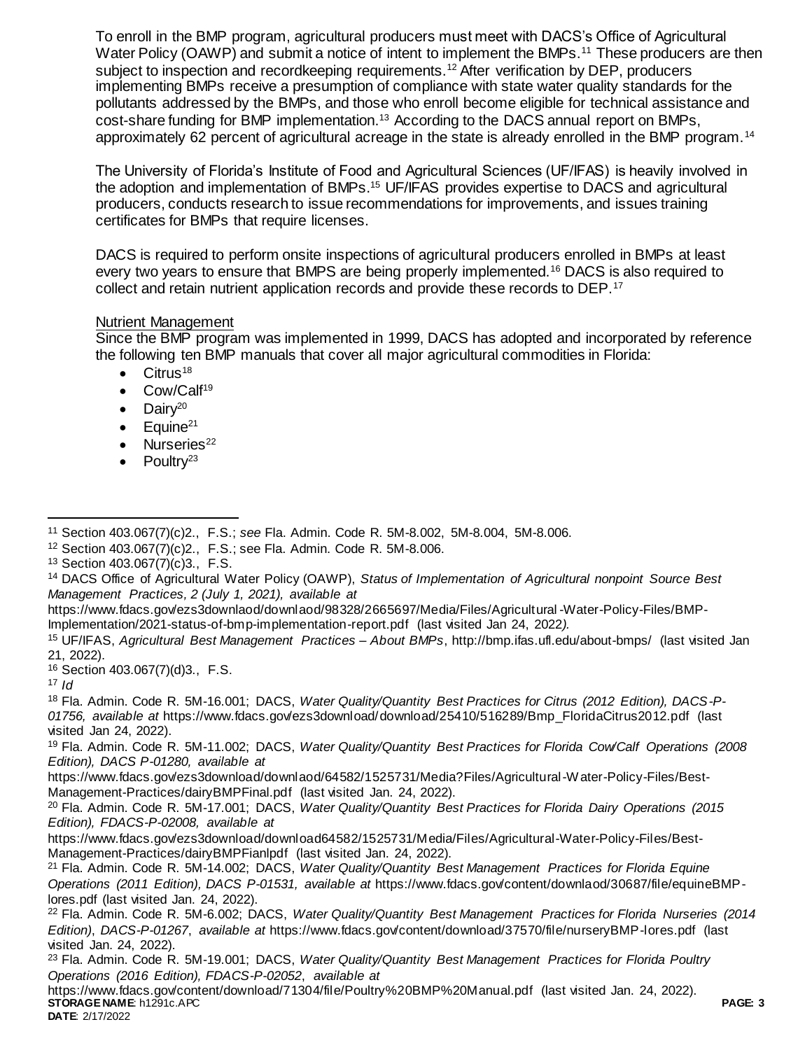To enroll in the BMP program, agricultural producers must meet with DACS's Office of Agricultural Water Policy (OAWP) and submit a notice of intent to implement the BMPs.[11] These producers are then subject to inspection and recordkeeping requirements.[12] After verification by DEP, producers implementing BMPs receive a presumption of compliance with state water quality standards for the pollutants addressed by the BMPs, and those who enroll become eligible for technical assistance and cost-share funding for BMP implementation.[13] According to the DACS annual report on BMPs, approximately 62 percent of agricultural acreage in the state is already enrolled in the BMP program.[14]

The University of Florida's Institute of Food and Agricultural Sciences (UF/IFAS) is heavily involved in the adoption and implementation of BMPs.[15] UF/IFAS provides expertise to DACS and agricultural producers, conducts research to issue recommendations for improvements, and issues training certificates for BMPs that require licenses.

DACS is required to perform onsite inspections of agricultural producers enrolled in BMPs at least every two years to ensure that BMPS are being properly implemented.[16] DACS is also required to collect and retain nutrient application records and provide these records to DEP.[17]

<u>Nutrient Management</u>

Since the BMP program was implemented in 1999, DACS has adopted and incorporated by reference the following ten BMP manuals that cover all major agricultural commodities in Florida:

- Citrus[18]
- Cow/Calf[19]
- Dairy[20]
- Equine[21]
- Nurseries[22]
- Poultry[23]

---

[11] Section 403.067(7)(c)2., F.S.; *see* Fla. Admin. Code R. 5M-8.002, 5M-8.004, 5M-8.006.

[12] Section 403.067(7)(c)2., F.S.; see Fla. Admin. Code R. 5M-8.006.

[13] Section 403.067(7)(c)3., F.S.

[14] DACS Office of Agricultural Water Policy (OAWP), *Status of Implementation of Agricultural nonpoint Source Best Management Practices, 2 (July 1, 2021), available at* https://www.fdacs.gov/ezs3downlaod/downlaod/98328/2665697/Media/Files/Agricultural-Water-Policy-Files/BMP-Implementation/2021-status-of-bmp-implementation-report.pdf (last visited Jan 24, 2022*).*

[15] UF/IFAS, *Agricultural Best Management Practices – About BMPs*, http://bmp.ifas.ufl.edu/about-bmps/ (last visited Jan 21, 2022).

[16] Section 403.067(7)(d)3., F.S.

[17] *Id*

[18] Fla. Admin. Code R. 5M-16.001; DACS, *Water Quality/Quantity Best Practices for Citrus (2012 Edition), DACS-P-01756, available at* https://www.fdacs.gov/ezs3download/download/25410/516289/Bmp_FloridaCitrus2012.pdf (last visited Jan 24, 2022).

[19] Fla. Admin. Code R. 5M-11.002; DACS, *Water Quality/Quantity Best Practices for Florida Cow/Calf Operations (2008 Edition), DACS P-01280, available at* https://www.fdacs.gov/ezs3download/downlaod/64582/1525731/Media?Files/Agricultural-Water-Policy-Files/Best-Management-Practices/dairyBMPFinal.pdf (last visited Jan. 24, 2022).

[20] Fla. Admin. Code R. 5M-17.001; DACS, *Water Quality/Quantity Best Practices for Florida Dairy Operations (2015 Edition), FDACS-P-02008, available at* https://www.fdacs.gov/ezs3download/download64582/1525731/Media/Files/Agricultural-Water-Policy-Files/Best-Management-Practices/dairyBMPFianlpdf (last visited Jan. 24, 2022).

[21] Fla. Admin. Code R. 5M-14.002; DACS, *Water Quality/Quantity Best Management Practices for Florida Equine Operations (2011 Edition), DACS P-01531, available at* https://www.fdacs.gov/content/downlaod/30687/file/equineBMP-lores.pdf (last visited Jan. 24, 2022).

[22] Fla. Admin. Code R. 5M-6.002; DACS, *Water Quality/Quantity Best Management Practices for Florida Nurseries (2014 Edition)*, *DACS-P-01267*, *available at* https://www.fdacs.gov/content/download/37570/file/nurseryBMP-lores.pdf (last visited Jan. 24, 2022).

[23] Fla. Admin. Code R. 5M-19.001; DACS, *Water Quality/Quantity Best Management Practices for Florida Poultry Operations (2016 Edition), FDACS-P-02052, available at* https://www.fdacs.gov/content/download/71304/file/Poultry%20BMP%20Manual.pdf (last visited Jan. 24, 2022).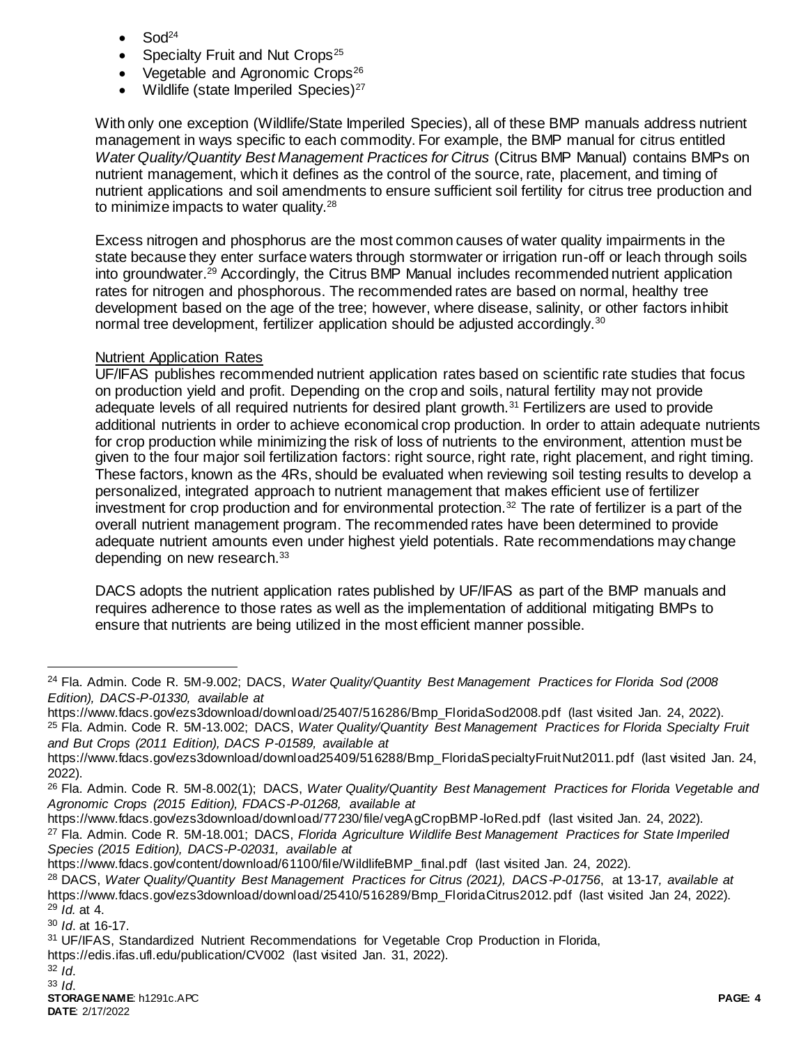- Sod[24]
- Specialty Fruit and Nut Crops[25]
- Vegetable and Agronomic Crops[26]
- Wildlife (state Imperiled Species)[27]

With only one exception (Wildlife/State Imperiled Species), all of these BMP manuals address nutrient management in ways specific to each commodity. For example, the BMP manual for citrus entitled *Water Quality/Quantity Best Management Practices for Citrus* (Citrus BMP Manual) contains BMPs on nutrient management, which it defines as the control of the source, rate, placement, and timing of nutrient applications and soil amendments to ensure sufficient soil fertility for citrus tree production and to minimize impacts to water quality.[28]

Excess nitrogen and phosphorus are the most common causes of water quality impairments in the state because they enter surface waters through stormwater or irrigation run-off or leach through soils into groundwater.[29] Accordingly, the Citrus BMP Manual includes recommended nutrient application rates for nitrogen and phosphorous. The recommended rates are based on normal, healthy tree development based on the age of the tree; however, where disease, salinity, or other factors inhibit normal tree development, fertilizer application should be adjusted accordingly.[30]

Nutrient Application Rates

UF/IFAS publishes recommended nutrient application rates based on scientific rate studies that focus on production yield and profit. Depending on the crop and soils, natural fertility may not provide adequate levels of all required nutrients for desired plant growth.[31] Fertilizers are used to provide additional nutrients in order to achieve economical crop production. In order to attain adequate nutrients for crop production while minimizing the risk of loss of nutrients to the environment, attention must be given to the four major soil fertilization factors: right source, right rate, right placement, and right timing. These factors, known as the 4Rs, should be evaluated when reviewing soil testing results to develop a personalized, integrated approach to nutrient management that makes efficient use of fertilizer investment for crop production and for environmental protection.[32] The rate of fertilizer is a part of the overall nutrient management program. The recommended rates have been determined to provide adequate nutrient amounts even under highest yield potentials. Rate recommendations may change depending on new research.[33]

DACS adopts the nutrient application rates published by UF/IFAS as part of the BMP manuals and requires adherence to those rates as well as the implementation of additional mitigating BMPs to ensure that nutrients are being utilized in the most efficient manner possible.

---

[24] Fla. Admin. Code R. 5M-9.002; DACS, *Water Quality/Quantity Best Management Practices for Florida Sod (2008 Edition), DACS-P-01330, available at* https://www.fdacs.gov/ezs3download/download/25407/516286/Bmp_FloridaSod2008.pdf (last visited Jan. 24, 2022).

[25] Fla. Admin. Code R. 5M-13.002; DACS, *Water Quality/Quantity Best Management Practices for Florida Specialty Fruit and But Crops (2011 Edition), DACS P-01589, available at* https://www.fdacs.gov/ezs3download/download25409/516288/Bmp_FloridaSpecialtyFruitNut2011.pdf (last visited Jan. 24, 2022).

[26] Fla. Admin. Code R. 5M-8.002(1); DACS, *Water Quality/Quantity Best Management Practices for Florida Vegetable and Agronomic Crops (2015 Edition), FDACS-P-01268, available at* https://www.fdacs.gov/ezs3download/download/77230/file/vegAgCropBMP-loRed.pdf (last visited Jan. 24, 2022).

[27] Fla. Admin. Code R. 5M-18.001; DACS, *Florida Agriculture Wildlife Best Management Practices for State Imperiled Species (2015 Edition), DACS-P-02031, available at* https://www.fdacs.gov/content/download/61100/file/WildlifeBMP_final.pdf (last visited Jan. 24, 2022).

[28] DACS, *Water Quality/Quantity Best Management Practices for Citrus (2021), DACS-P-01756*, at 13-17*, available at* https://www.fdacs.gov/ezs3download/download/25410/516289/Bmp_FloridaCitrus2012.pdf (last visited Jan 24, 2022).

[29] *Id.* at 4.

[30] *Id*. at 16-17.

[31] UF/IFAS, Standardized Nutrient Recommendations for Vegetable Crop Production in Florida, https://edis.ifas.ufl.edu/publication/CV002 (last visited Jan. 31, 2022).

[32] *Id*.

[33] *Id*.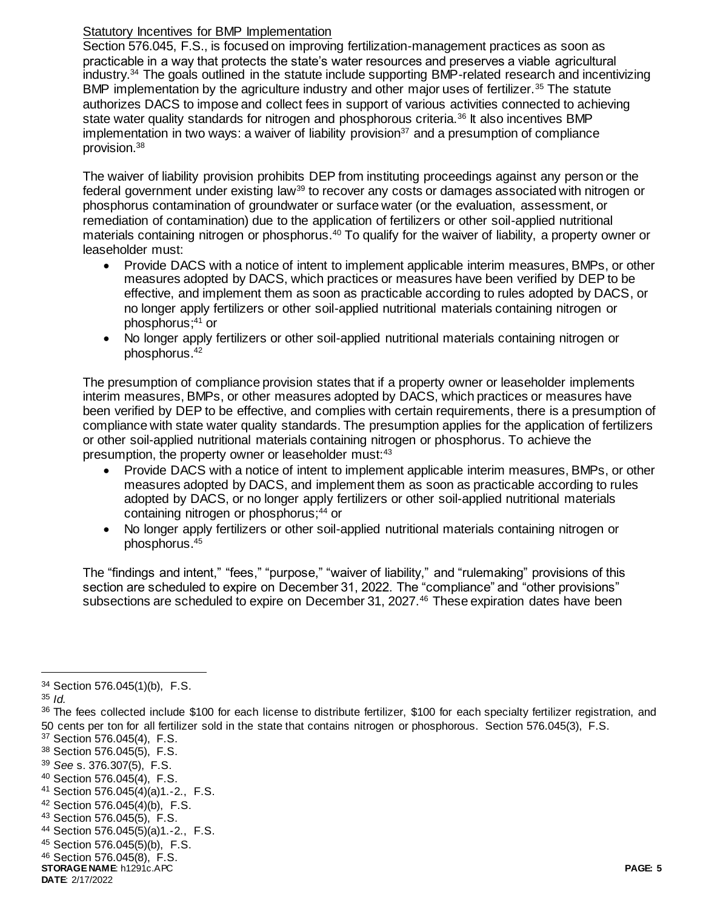Statutory Incentives for BMP Implementation

Section 576.045, F.S., is focused on improving fertilization-management practices as soon as practicable in a way that protects the state's water resources and preserves a viable agricultural industry.[34] The goals outlined in the statute include supporting BMP-related research and incentivizing BMP implementation by the agriculture industry and other major uses of fertilizer.[35] The statute authorizes DACS to impose and collect fees in support of various activities connected to achieving state water quality standards for nitrogen and phosphorous criteria.[36] It also incentives BMP implementation in two ways: a waiver of liability provision[37] and a presumption of compliance provision.[38]

The waiver of liability provision prohibits DEP from instituting proceedings against any person or the federal government under existing law[39] to recover any costs or damages associated with nitrogen or phosphorus contamination of groundwater or surface water (or the evaluation, assessment, or remediation of contamination) due to the application of fertilizers or other soil-applied nutritional materials containing nitrogen or phosphorus.[40] To qualify for the waiver of liability, a property owner or leaseholder must:

- Provide DACS with a notice of intent to implement applicable interim measures, BMPs, or other measures adopted by DACS, which practices or measures have been verified by DEP to be effective, and implement them as soon as practicable according to rules adopted by DACS, or no longer apply fertilizers or other soil-applied nutritional materials containing nitrogen or phosphorus;[41] or
- No longer apply fertilizers or other soil-applied nutritional materials containing nitrogen or phosphorus.[42]

The presumption of compliance provision states that if a property owner or leaseholder implements interim measures, BMPs, or other measures adopted by DACS, which practices or measures have been verified by DEP to be effective, and complies with certain requirements, there is a presumption of compliance with state water quality standards. The presumption applies for the application of fertilizers or other soil-applied nutritional materials containing nitrogen or phosphorus. To achieve the presumption, the property owner or leaseholder must:[43]

- Provide DACS with a notice of intent to implement applicable interim measures, BMPs, or other measures adopted by DACS, and implement them as soon as practicable according to rules adopted by DACS, or no longer apply fertilizers or other soil-applied nutritional materials containing nitrogen or phosphorus;[44] or
- No longer apply fertilizers or other soil-applied nutritional materials containing nitrogen or phosphorus.[45]

The "findings and intent," "fees," "purpose," "waiver of liability," and "rulemaking" provisions of this section are scheduled to expire on December 31, 2022. The "compliance" and "other provisions" subsections are scheduled to expire on December 31, 2027.[46] These expiration dates have been

---

[34] Section 576.045(1)(b), F.S.

[35] *Id.*

[36] The fees collected include $100 for each license to distribute fertilizer, $100 for each specialty fertilizer registration, and 50 cents per ton for all fertilizer sold in the state that contains nitrogen or phosphorous. Section 576.045(3), F.S.

[37] Section 576.045(4), F.S.

[38] Section 576.045(5), F.S.

[39] *See* s. 376.307(5), F.S.

[40] Section 576.045(4), F.S.

[41] Section 576.045(4)(a)1.-2., F.S.

[42] Section 576.045(4)(b), F.S.

[43] Section 576.045(5), F.S.

[44] Section 576.045(5)(a)1.-2., F.S.

[45] Section 576.045(5)(b), F.S.

[46] Section 576.045(8), F.S.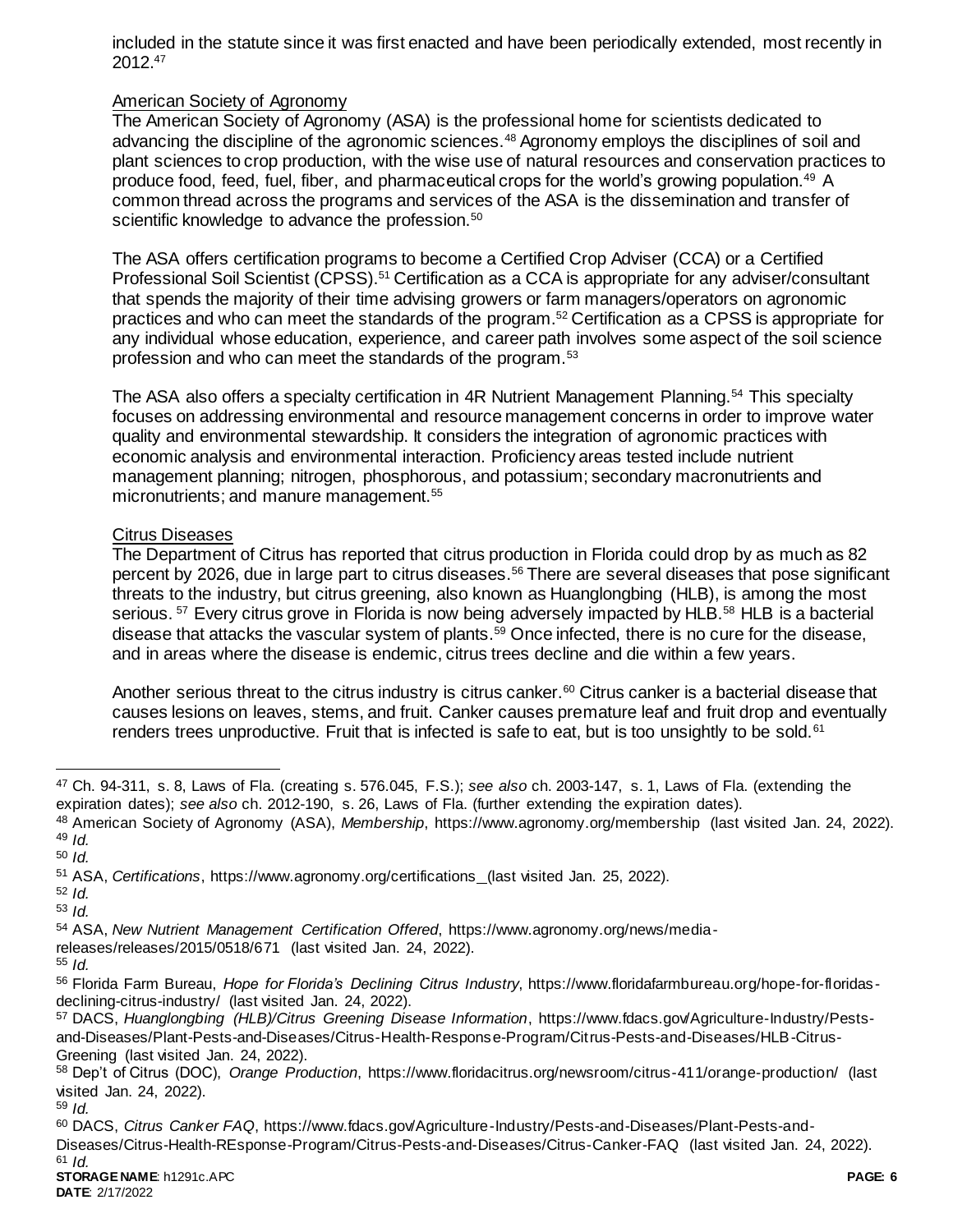included in the statute since it was first enacted and have been periodically extended, most recently in 2012.[47]

American Society of Agronomy

The American Society of Agronomy (ASA) is the professional home for scientists dedicated to advancing the discipline of the agronomic sciences.[48] Agronomy employs the disciplines of soil and plant sciences to crop production, with the wise use of natural resources and conservation practices to produce food, feed, fuel, fiber, and pharmaceutical crops for the world's growing population.[49] A common thread across the programs and services of the ASA is the dissemination and transfer of scientific knowledge to advance the profession.[50]

The ASA offers certification programs to become a Certified Crop Adviser (CCA) or a Certified Professional Soil Scientist (CPSS).[51] Certification as a CCA is appropriate for any adviser/consultant that spends the majority of their time advising growers or farm managers/operators on agronomic practices and who can meet the standards of the program.[52] Certification as a CPSS is appropriate for any individual whose education, experience, and career path involves some aspect of the soil science profession and who can meet the standards of the program.[53]

The ASA also offers a specialty certification in 4R Nutrient Management Planning.[54] This specialty focuses on addressing environmental and resource management concerns in order to improve water quality and environmental stewardship. It considers the integration of agronomic practices with economic analysis and environmental interaction. Proficiency areas tested include nutrient management planning; nitrogen, phosphorous, and potassium; secondary macronutrients and micronutrients; and manure management.[55]

Citrus Diseases

The Department of Citrus has reported that citrus production in Florida could drop by as much as 82 percent by 2026, due in large part to citrus diseases.[56] There are several diseases that pose significant threats to the industry, but citrus greening, also known as Huanglongbing (HLB), is among the most serious.[57] Every citrus grove in Florida is now being adversely impacted by HLB.[58] HLB is a bacterial disease that attacks the vascular system of plants.[59] Once infected, there is no cure for the disease, and in areas where the disease is endemic, citrus trees decline and die within a few years.

Another serious threat to the citrus industry is citrus canker.[60] Citrus canker is a bacterial disease that causes lesions on leaves, stems, and fruit. Canker causes premature leaf and fruit drop and eventually renders trees unproductive. Fruit that is infected is safe to eat, but is too unsightly to be sold.[61]

---

[47] Ch. 94-311, s. 8, Laws of Fla. (creating s. 576.045, F.S.); *see also* ch. 2003-147, s. 1, Laws of Fla. (extending the expiration dates); *see also* ch. 2012-190, s. 26, Laws of Fla. (further extending the expiration dates).

[48] American Society of Agronomy (ASA), *Membership*, https://www.agronomy.org/membership (last visited Jan. 24, 2022).

[49] *Id.*

[50] *Id.*

[51] ASA, *Certifications*, https://www.agronomy.org/certifications_(last visited Jan. 25, 2022).

[52] *Id.*

[53] *Id.*

[54] ASA, *New Nutrient Management Certification Offered*, https://www.agronomy.org/news/media-releases/releases/2015/0518/671 (last visited Jan. 24, 2022).

[55] *Id.*

[56] Florida Farm Bureau, *Hope for Florida's Declining Citrus Industry*, https://www.floridafarmbureau.org/hope-for-floridas-declining-citrus-industry/ (last visited Jan. 24, 2022).

[57] DACS, *Huanglongbing (HLB)/Citrus Greening Disease Information*, https://www.fdacs.gov/Agriculture-Industry/Pests-and-Diseases/Plant-Pests-and-Diseases/Citrus-Health-Response-Program/Citrus-Pests-and-Diseases/HLB-Citrus-Greening (last visited Jan. 24, 2022).

[58] Dep't of Citrus (DOC), *Orange Production*, https://www.floridacitrus.org/newsroom/citrus-411/orange-production/ (last visited Jan. 24, 2022).

[59] *Id.*

[60] DACS, *Citrus Canker FAQ*, https://www.fdacs.gov/Agriculture-Industry/Pests-and-Diseases/Plant-Pests-and-Diseases/Citrus-Health-REsponse-Program/Citrus-Pests-and-Diseases/Citrus-Canker-FAQ (last visited Jan. 24, 2022).

[61] *Id.*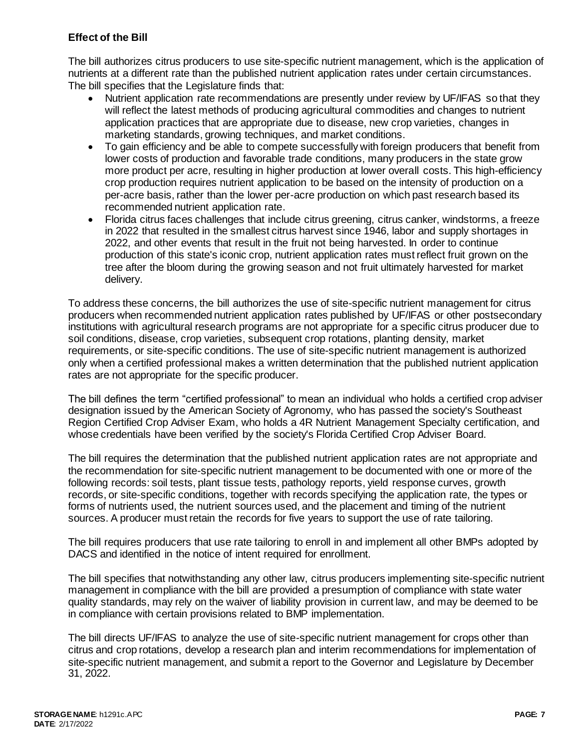### Effect of the Bill

The bill authorizes citrus producers to use site-specific nutrient management, which is the application of nutrients at a different rate than the published nutrient application rates under certain circumstances. The bill specifies that the Legislature finds that:

- Nutrient application rate recommendations are presently under review by UF/IFAS so that they will reflect the latest methods of producing agricultural commodities and changes to nutrient application practices that are appropriate due to disease, new crop varieties, changes in marketing standards, growing techniques, and market conditions.
- To gain efficiency and be able to compete successfully with foreign producers that benefit from lower costs of production and favorable trade conditions, many producers in the state grow more product per acre, resulting in higher production at lower overall costs. This high-efficiency crop production requires nutrient application to be based on the intensity of production on a per-acre basis, rather than the lower per-acre production on which past research based its recommended nutrient application rate.
- Florida citrus faces challenges that include citrus greening, citrus canker, windstorms, a freeze in 2022 that resulted in the smallest citrus harvest since 1946, labor and supply shortages in 2022, and other events that result in the fruit not being harvested. In order to continue production of this state's iconic crop, nutrient application rates must reflect fruit grown on the tree after the bloom during the growing season and not fruit ultimately harvested for market delivery.

To address these concerns, the bill authorizes the use of site-specific nutrient management for citrus producers when recommended nutrient application rates published by UF/IFAS or other postsecondary institutions with agricultural research programs are not appropriate for a specific citrus producer due to soil conditions, disease, crop varieties, subsequent crop rotations, planting density, market requirements, or site-specific conditions. The use of site-specific nutrient management is authorized only when a certified professional makes a written determination that the published nutrient application rates are not appropriate for the specific producer.

The bill defines the term "certified professional" to mean an individual who holds a certified crop adviser designation issued by the American Society of Agronomy, who has passed the society's Southeast Region Certified Crop Adviser Exam, who holds a 4R Nutrient Management Specialty certification, and whose credentials have been verified by the society's Florida Certified Crop Adviser Board.

The bill requires the determination that the published nutrient application rates are not appropriate and the recommendation for site-specific nutrient management to be documented with one or more of the following records: soil tests, plant tissue tests, pathology reports, yield response curves, growth records, or site-specific conditions, together with records specifying the application rate, the types or forms of nutrients used, the nutrient sources used, and the placement and timing of the nutrient sources. A producer must retain the records for five years to support the use of rate tailoring.

The bill requires producers that use rate tailoring to enroll in and implement all other BMPs adopted by DACS and identified in the notice of intent required for enrollment.

The bill specifies that notwithstanding any other law, citrus producers implementing site-specific nutrient management in compliance with the bill are provided a presumption of compliance with state water quality standards, may rely on the waiver of liability provision in current law, and may be deemed to be in compliance with certain provisions related to BMP implementation.

The bill directs UF/IFAS to analyze the use of site-specific nutrient management for crops other than citrus and crop rotations, develop a research plan and interim recommendations for implementation of site-specific nutrient management, and submit a report to the Governor and Legislature by December 31, 2022.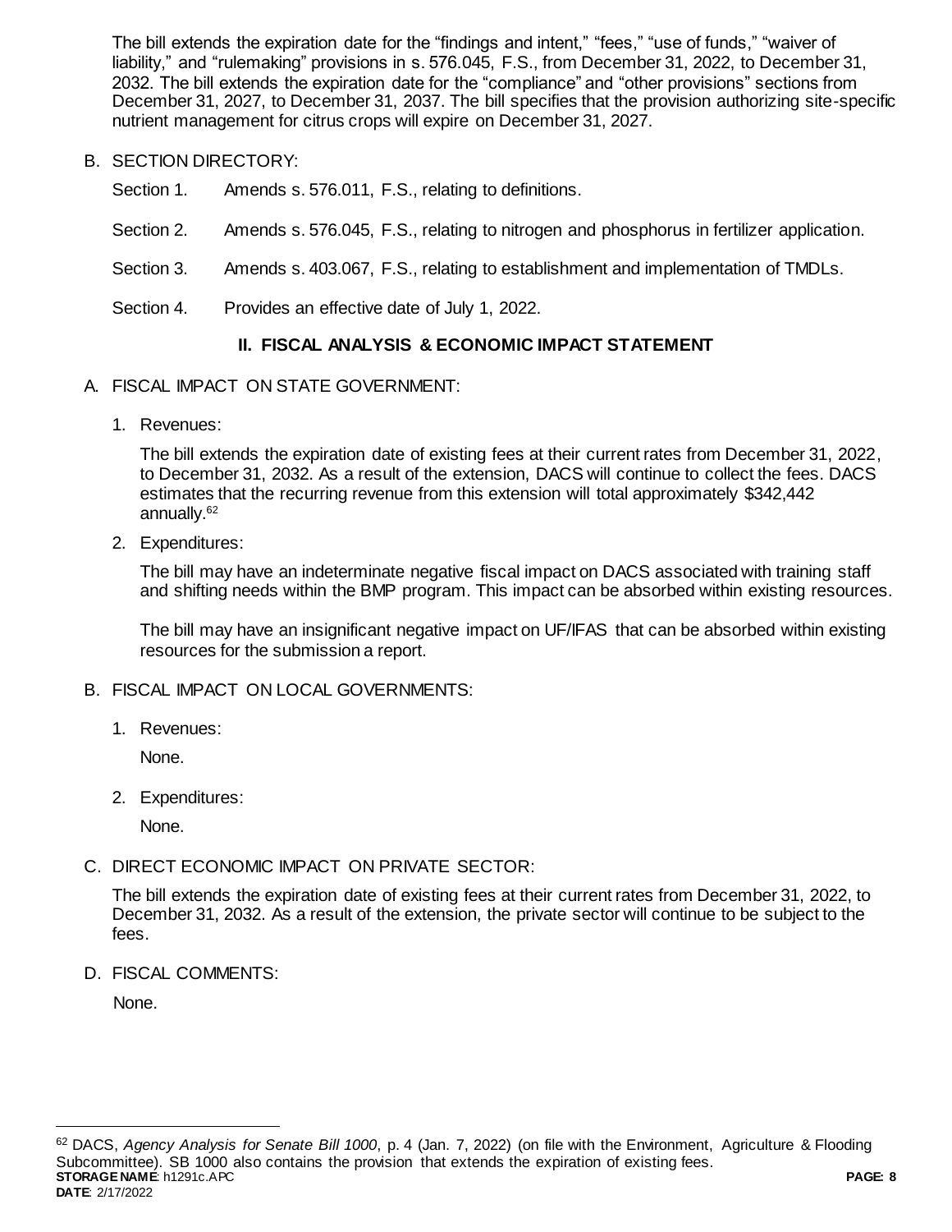The bill extends the expiration date for the "findings and intent," "fees," "use of funds," "waiver of liability," and "rulemaking" provisions in s. 576.045, F.S., from December 31, 2022, to December 31, 2032. The bill extends the expiration date for the "compliance" and "other provisions" sections from December 31, 2027, to December 31, 2037. The bill specifies that the provision authorizing site-specific nutrient management for citrus crops will expire on December 31, 2027.

B. SECTION DIRECTORY:

Section 1. Amends s. 576.011, F.S., relating to definitions.

Section 2. Amends s. 576.045, F.S., relating to nitrogen and phosphorus in fertilizer application.

Section 3. Amends s. 403.067, F.S., relating to establishment and implementation of TMDLs.

Section 4. Provides an effective date of July 1, 2022.

## II. FISCAL ANALYSIS & ECONOMIC IMPACT STATEMENT

A. FISCAL IMPACT ON STATE GOVERNMENT:

1. Revenues:

   The bill extends the expiration date of existing fees at their current rates from December 31, 2022, to December 31, 2032. As a result of the extension, DACS will continue to collect the fees. DACS estimates that the recurring revenue from this extension will total approximately $342,442 annually.[62]

2. Expenditures:

   The bill may have an indeterminate negative fiscal impact on DACS associated with training staff and shifting needs within the BMP program. This impact can be absorbed within existing resources.

   The bill may have an insignificant negative impact on UF/IFAS that can be absorbed within existing resources for the submission a report.

B. FISCAL IMPACT ON LOCAL GOVERNMENTS:

1. Revenues:

   None.

2. Expenditures:

   None.

C. DIRECT ECONOMIC IMPACT ON PRIVATE SECTOR:

The bill extends the expiration date of existing fees at their current rates from December 31, 2022, to December 31, 2032. As a result of the extension, the private sector will continue to be subject to the fees.

D. FISCAL COMMENTS:

None.

---

[62] DACS, *Agency Analysis for Senate Bill 1000*, p. 4 (Jan. 7, 2022) (on file with the Environment, Agriculture & Flooding Subcommittee). SB 1000 also contains the provision that extends the expiration of existing fees.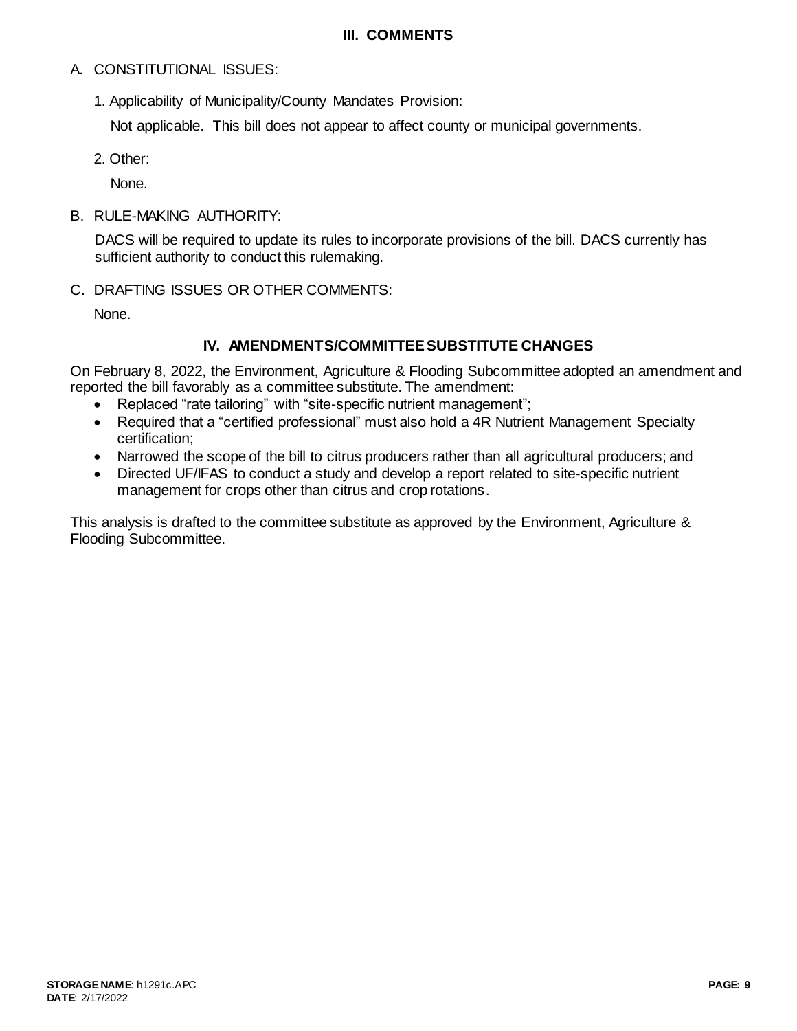## III. COMMENTS

A. CONSTITUTIONAL ISSUES:

1. Applicability of Municipality/County Mandates Provision:

   Not applicable. This bill does not appear to affect county or municipal governments.

2. Other:

   None.

B. RULE-MAKING AUTHORITY:

DACS will be required to update its rules to incorporate provisions of the bill. DACS currently has sufficient authority to conduct this rulemaking.

C. DRAFTING ISSUES OR OTHER COMMENTS:

None.

## IV. AMENDMENTS/COMMITTEE SUBSTITUTE CHANGES

On February 8, 2022, the Environment, Agriculture & Flooding Subcommittee adopted an amendment and reported the bill favorably as a committee substitute. The amendment:

- Replaced "rate tailoring" with "site-specific nutrient management";
- Required that a "certified professional" must also hold a 4R Nutrient Management Specialty certification;
- Narrowed the scope of the bill to citrus producers rather than all agricultural producers; and
- Directed UF/IFAS to conduct a study and develop a report related to site-specific nutrient management for crops other than citrus and crop rotations.

This analysis is drafted to the committee substitute as approved by the Environment, Agriculture & Flooding Subcommittee.